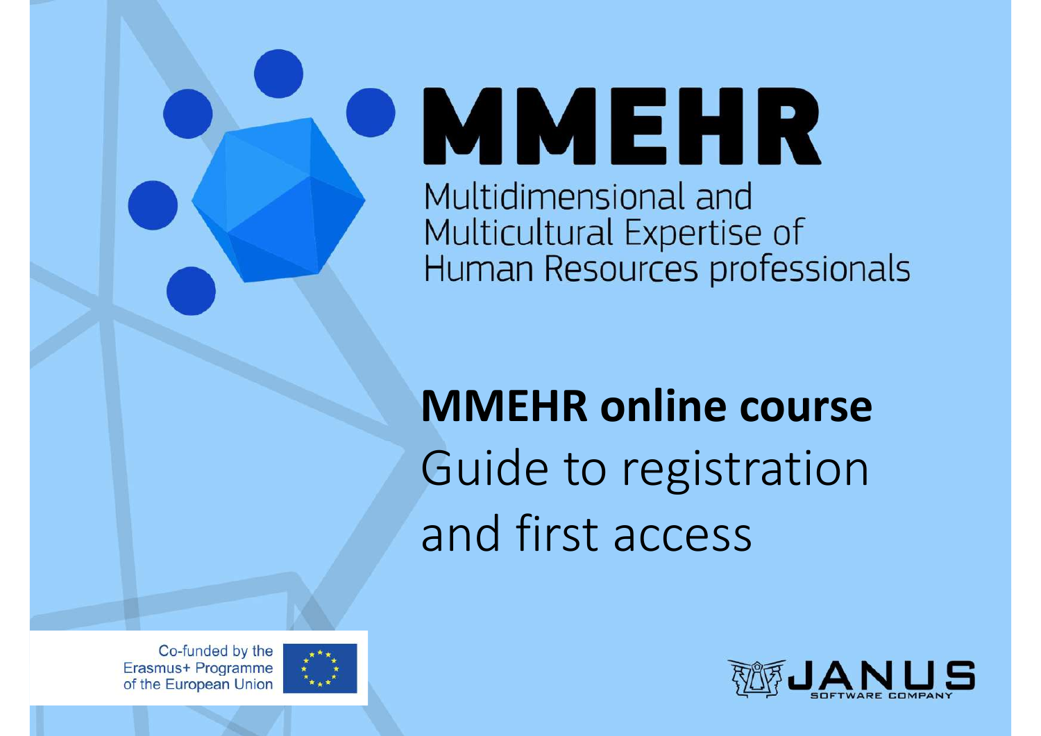# MMEHR

Multidimensional and Multicultural Expertise of Human Resources professionals

## MMEHR online course

Guide to registration and first access

Co-funded by the Erasmus+ Programme of the European Union

JANUS SOFTWARE COMPANY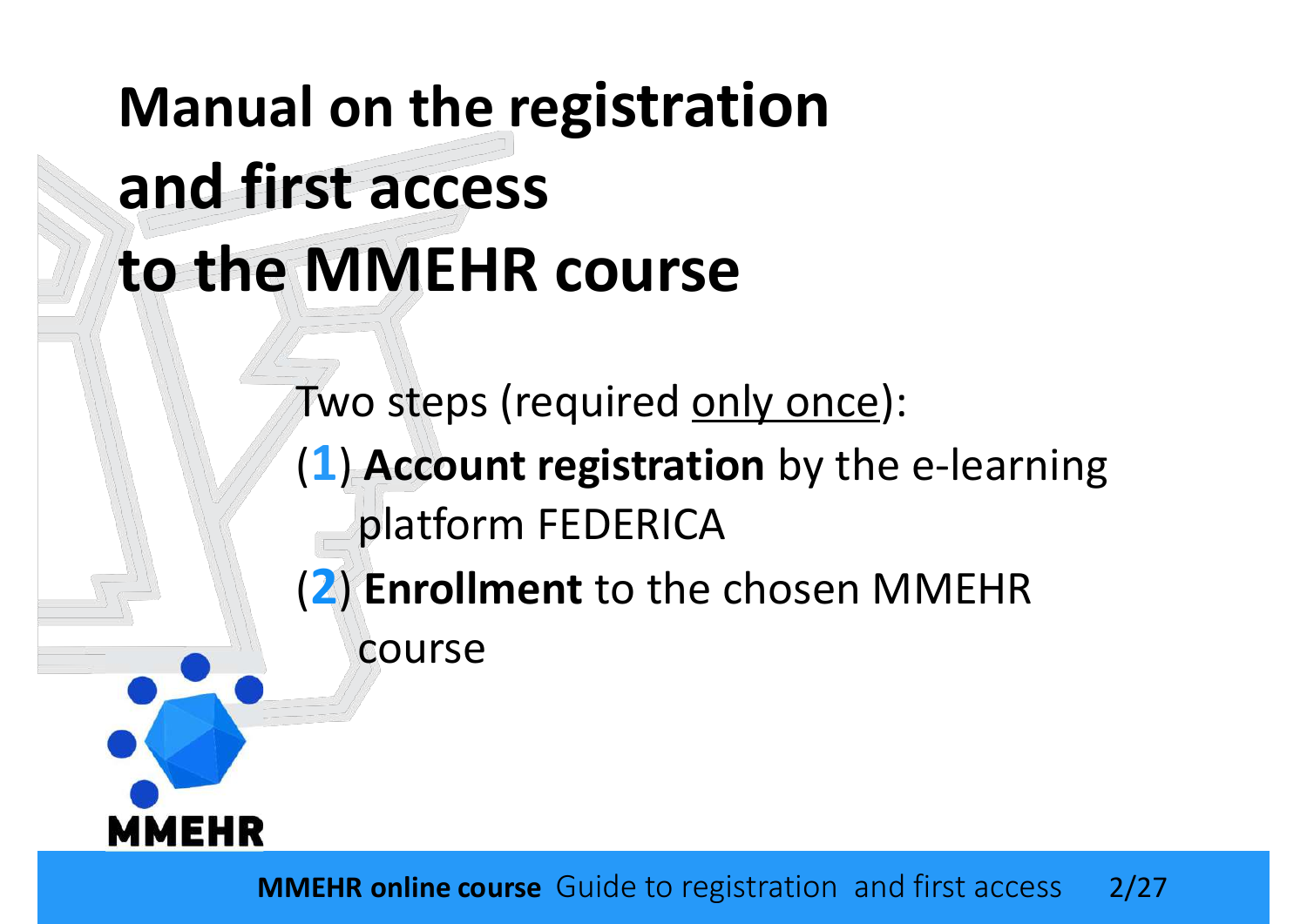# Manual on the registration and first access to the MMEHR course

Two steps (required <u>only once</u>):

(**1**) **Account registration** by the e-learning platform FEDERICA

(**2**) **Enrollment** to the chosen MMEHR course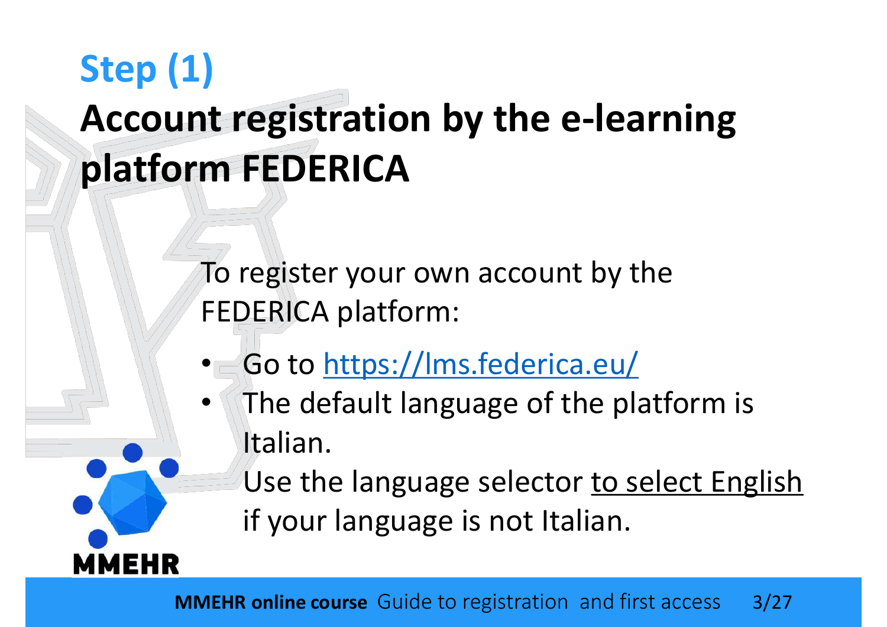## Step (1)

# Account registration by the e-learning platform FEDERICA

To register your own account by the FEDERICA platform:

- Go to https://lms.federica.eu/
- The default language of the platform is Italian.
  Use the language selector to select English if your language is not Italian.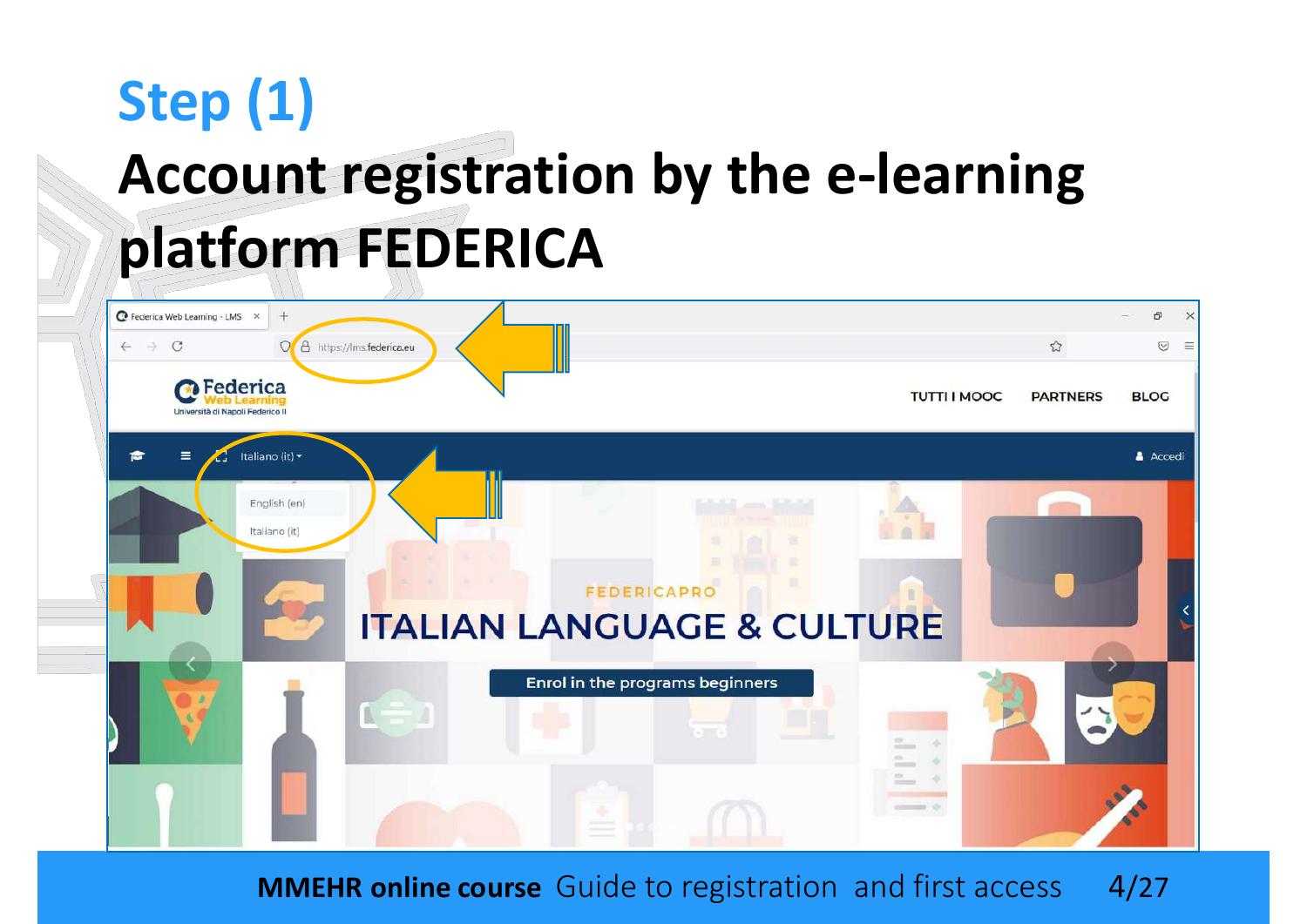# Step (1)

## Account registration by the e-learning platform FEDERICA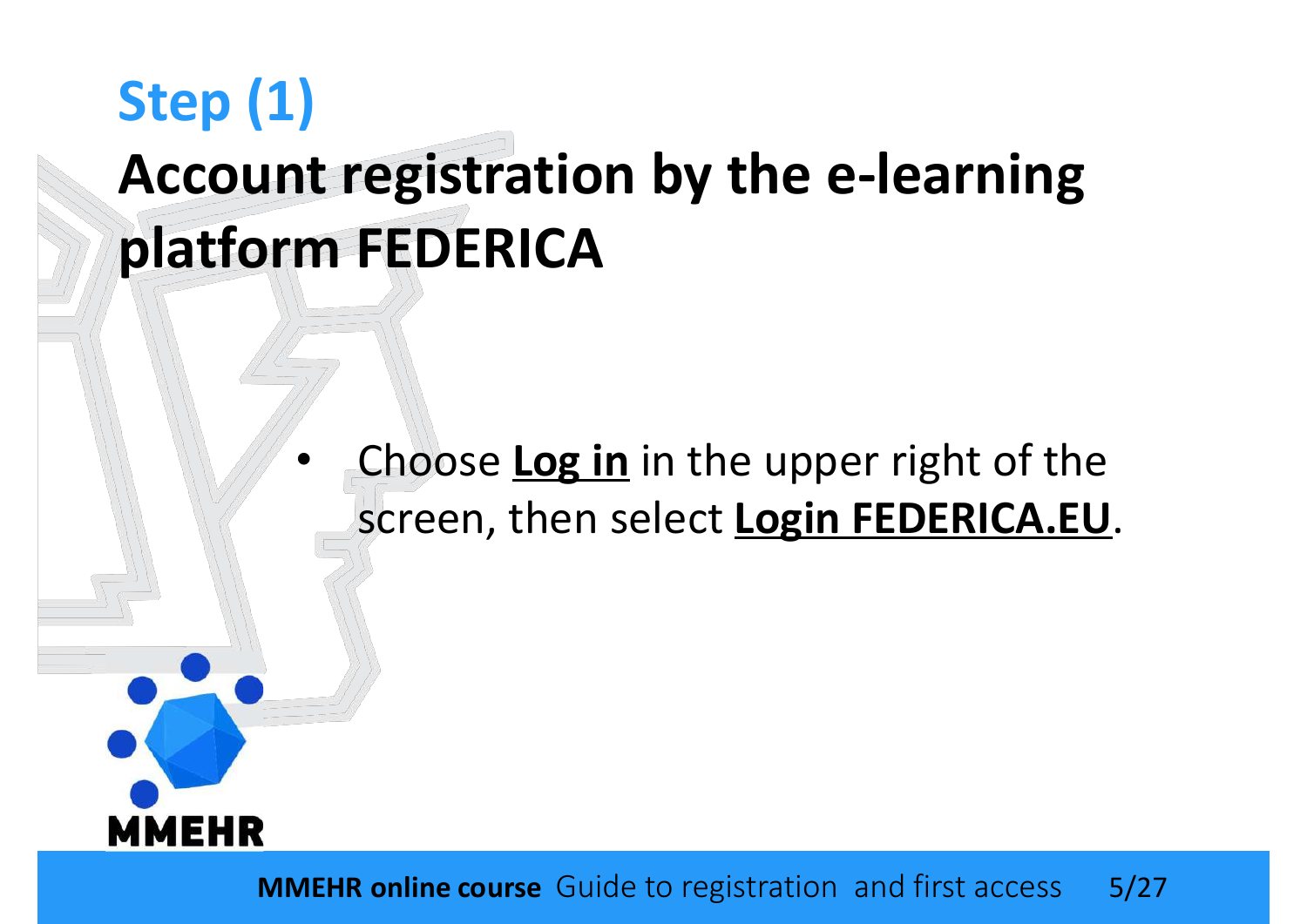## Step (1)

# Account registration by the e-learning platform FEDERICA

- Choose **Log in** in the upper right of the screen, then select **Login FEDERICA.EU**.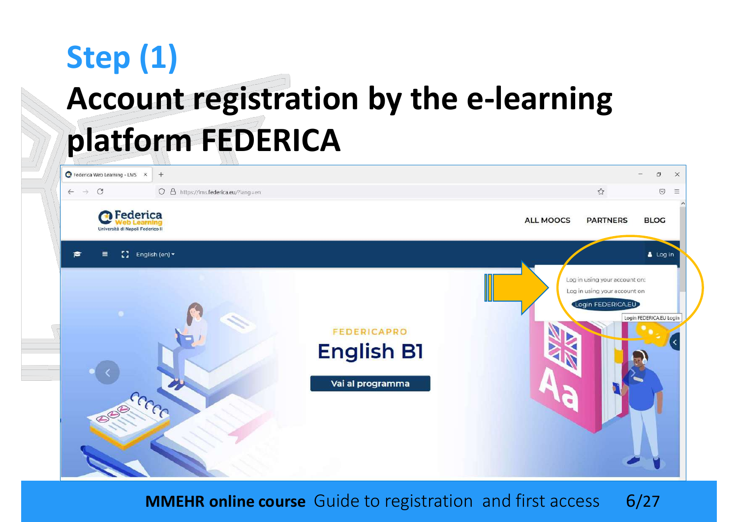# Step (1)

## Account registration by the e-learning platform FEDERICA

Federica Web Learning - LMS

https://lms.federica.eu/?lang=en

Federica Web Learning Università di Napoli Federico II

ALL MOOCS PARTNERS BLOG

English (en)

Log in

Log in using your account on:

Log in using your account on

Login FEDERICA.EU

Login FEDERICA.EU Login

FEDERICAPRO

English B1

Vai al programma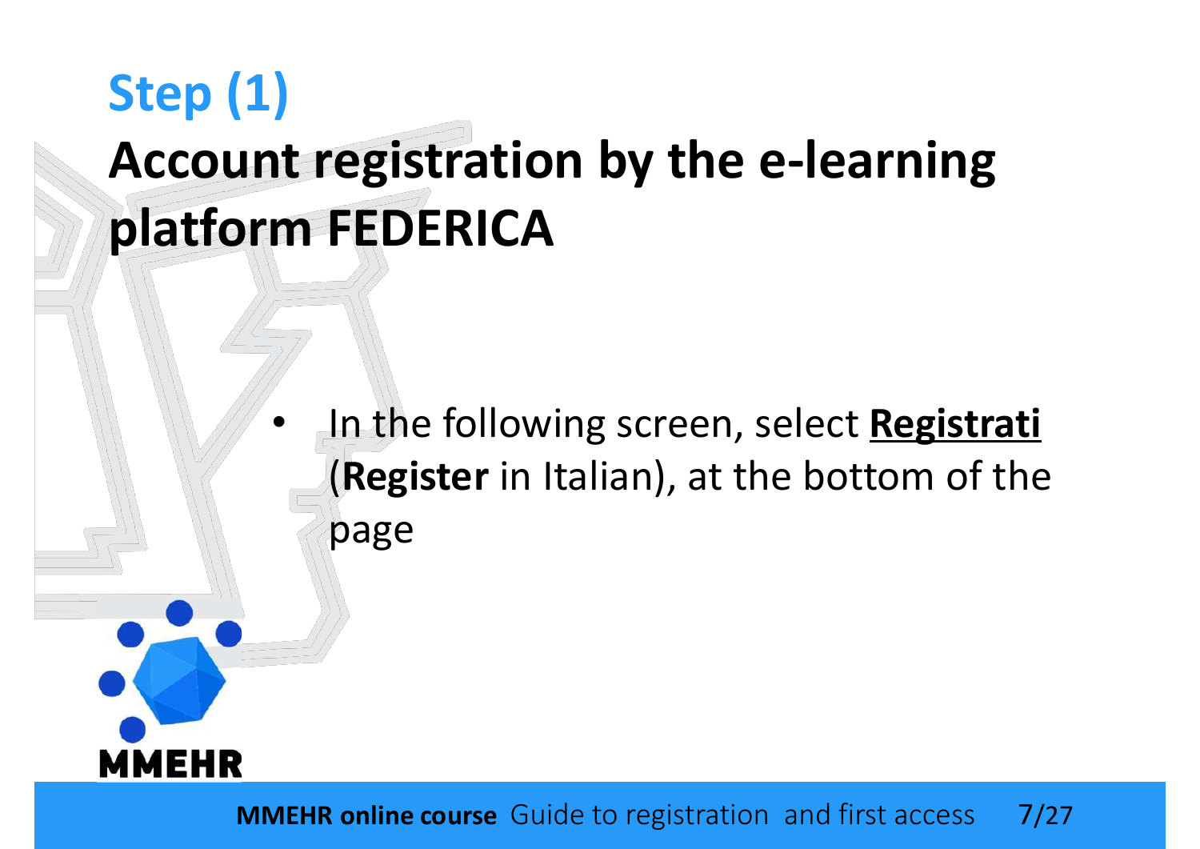## Step (1)

# Account registration by the e-learning platform FEDERICA

- In the following screen, select **Registrati** (**Register** in Italian), at the bottom of the page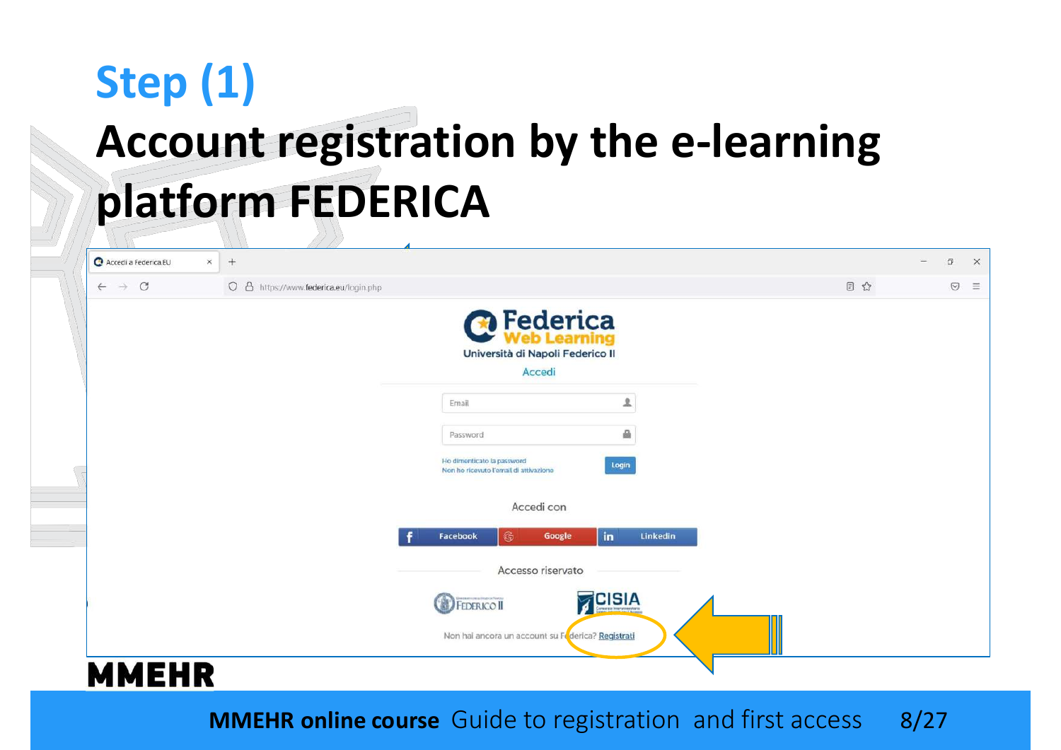# Step (1)

## Account registration by the e-learning platform FEDERICA

Accedi a Federica.EU

https://www.federica.eu/login.php

Federica Web Learning

Università di Napoli Federico II

Accedi

Email

Password

Ho dimenticato la password

Non ho ricevuto l'email di attivazione

Login

Accedi con

Facebook | Google | Linkedin

Accesso riservato

Federico II | CISIA

Non hai ancora un account su Federica? Registrati

MMEHR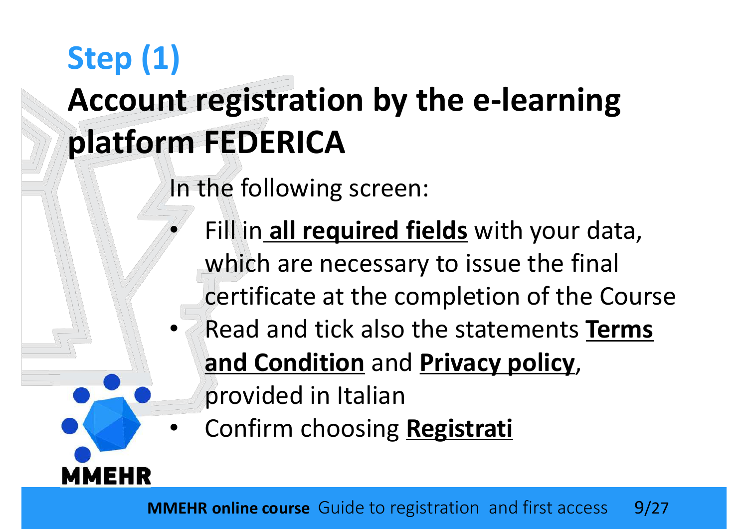## Step (1)

# Account registration by the e-learning platform FEDERICA

In the following screen:

- Fill in **<u>all required fields</u>** with your data, which are necessary to issue the final certificate at the completion of the Course
- Read and tick also the statements **<u>Terms and Condition</u>** and **<u>Privacy policy</u>**, provided in Italian
- Confirm choosing **<u>Registrati</u>**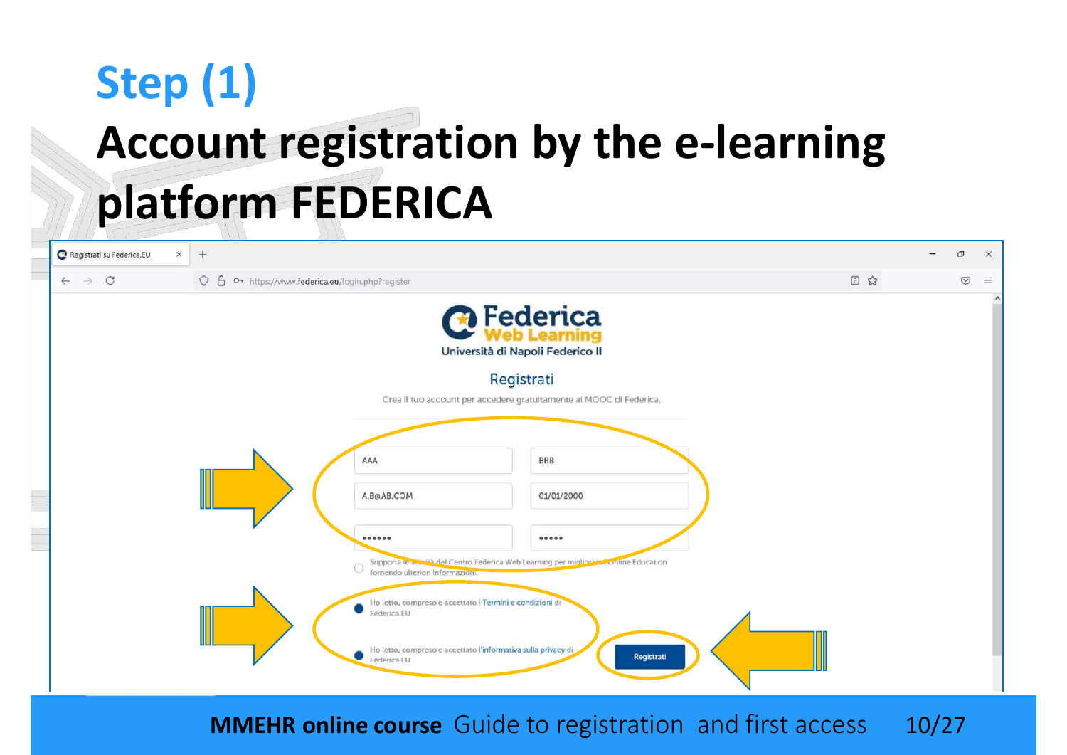# Step (1)

## Account registration by the e-learning platform FEDERICA

Registrati su Federica.EU

https://www.federica.eu/login.php?register

Federica Web Learning

Università di Napoli Federico II

Registrati

Crea il tuo account per accedere gratuitamente ai MOOC di Federica.

AAA

BBB

A.B@AB.COM

01/01/2000

••••••

•••••

Supporta le attività del Centro Federica Web Learning per migliorare l'Online Education fornendo ulteriori informazioni.

Ho letto, compreso e accettato i Termini e condizioni di Federica.EU

Ho letto, compreso e accettato l'informativa sulla privacy di Federica.EU

Registrati

**MMEHR online course** Guide to registration and first access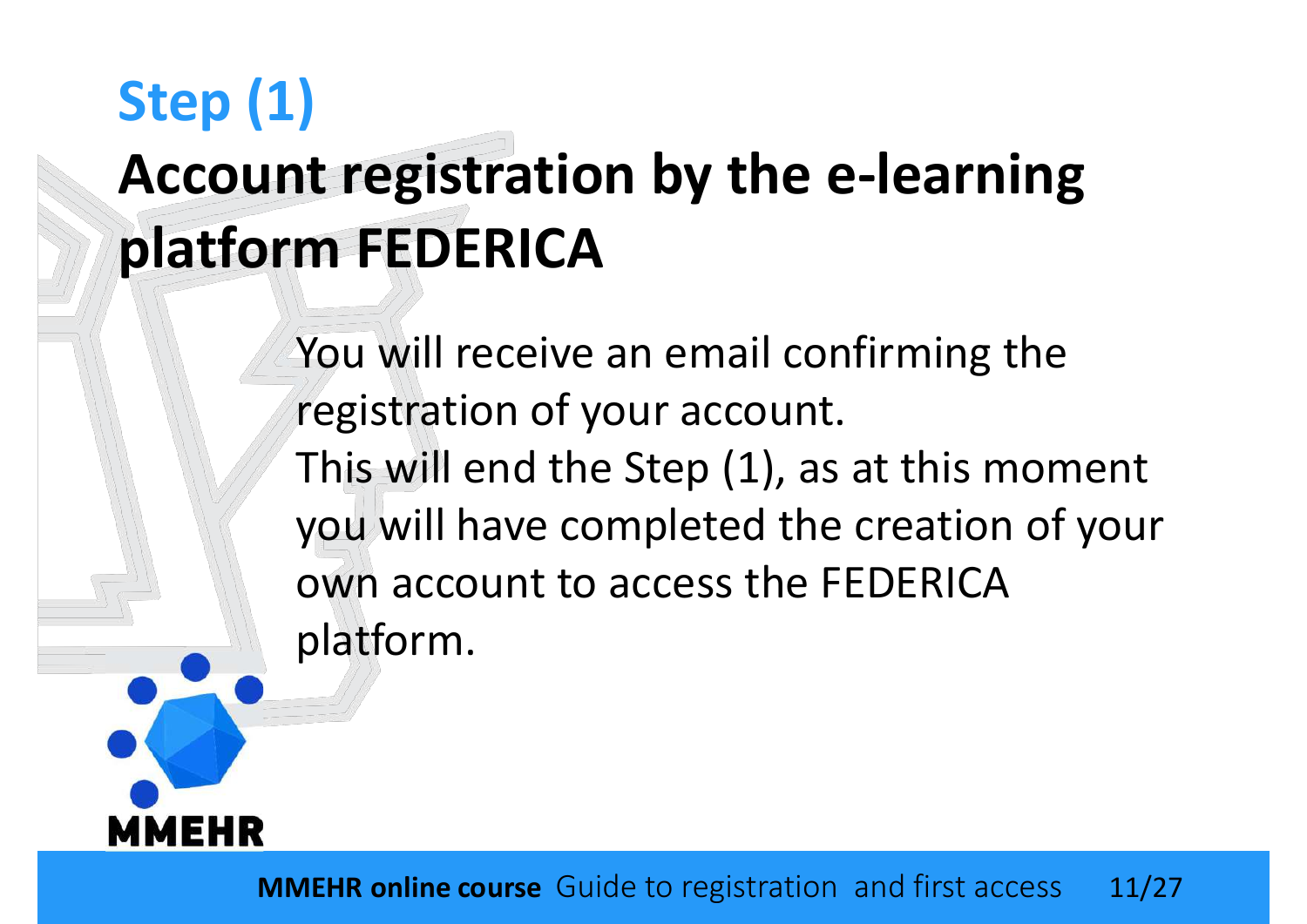# Step (1)

# Account registration by the e-learning platform FEDERICA

You will receive an email confirming the registration of your account.
This will end the Step (1), as at this moment you will have completed the creation of your own account to access the FEDERICA platform.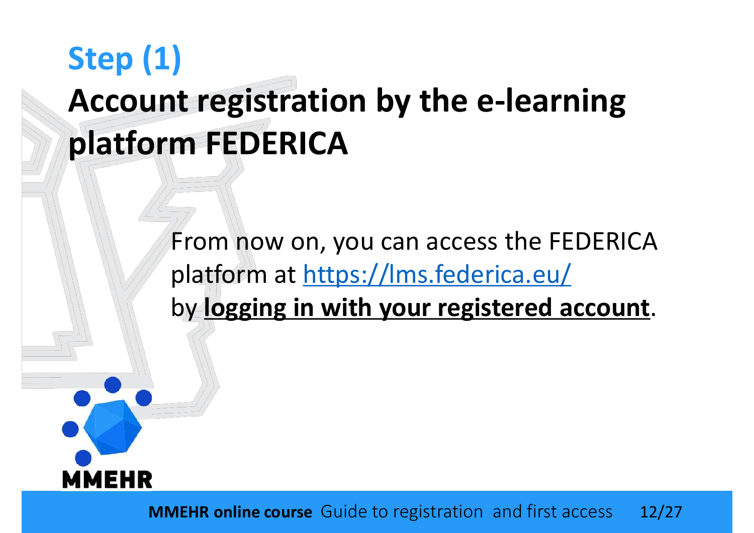## Step (1)

# Account registration by the e-learning platform FEDERICA

From now on, you can access the FEDERICA platform at https://lms.federica.eu/ by **logging in with your registered account**.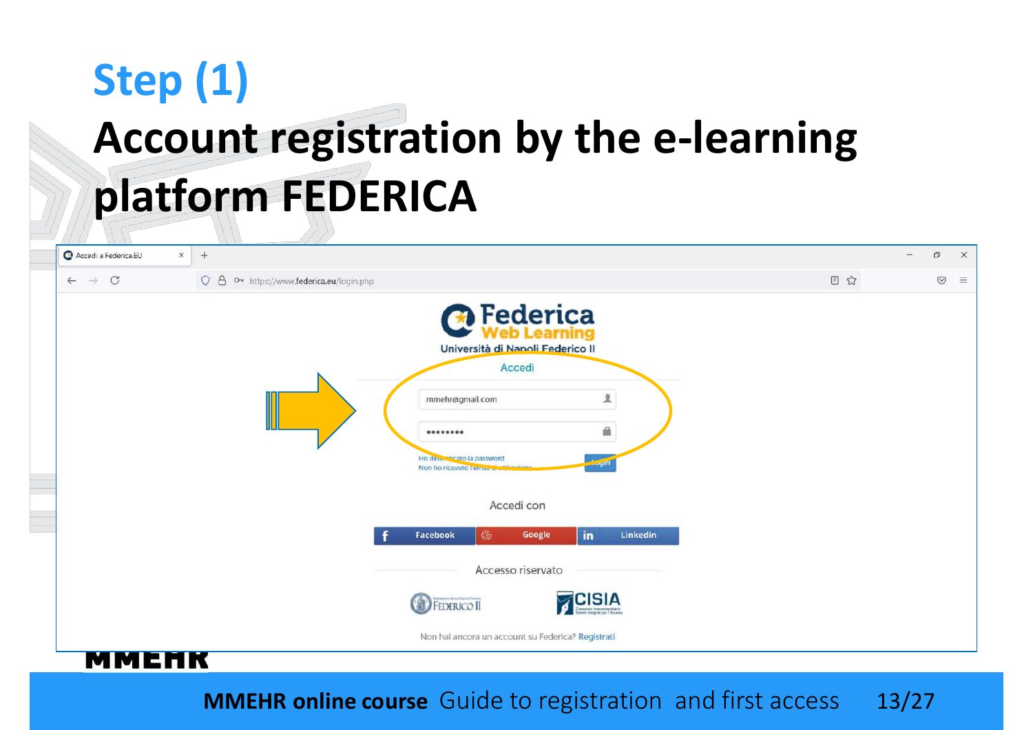# Step (1)

## Account registration by the e-learning platform FEDERICA

Accedi a Federica.EU

https://www.federica.eu/login.php

Federica Web Learning

Università di Napoli Federico II

Accedi

mmehr@gmail.com

••••••••

Ho dimenticato la password

Non ho ricevuto l'email di attivazione

Login

Accedi con

Facebook | Google | Linkedin

Accesso riservato

Non hai ancora un account su Federica? Registrati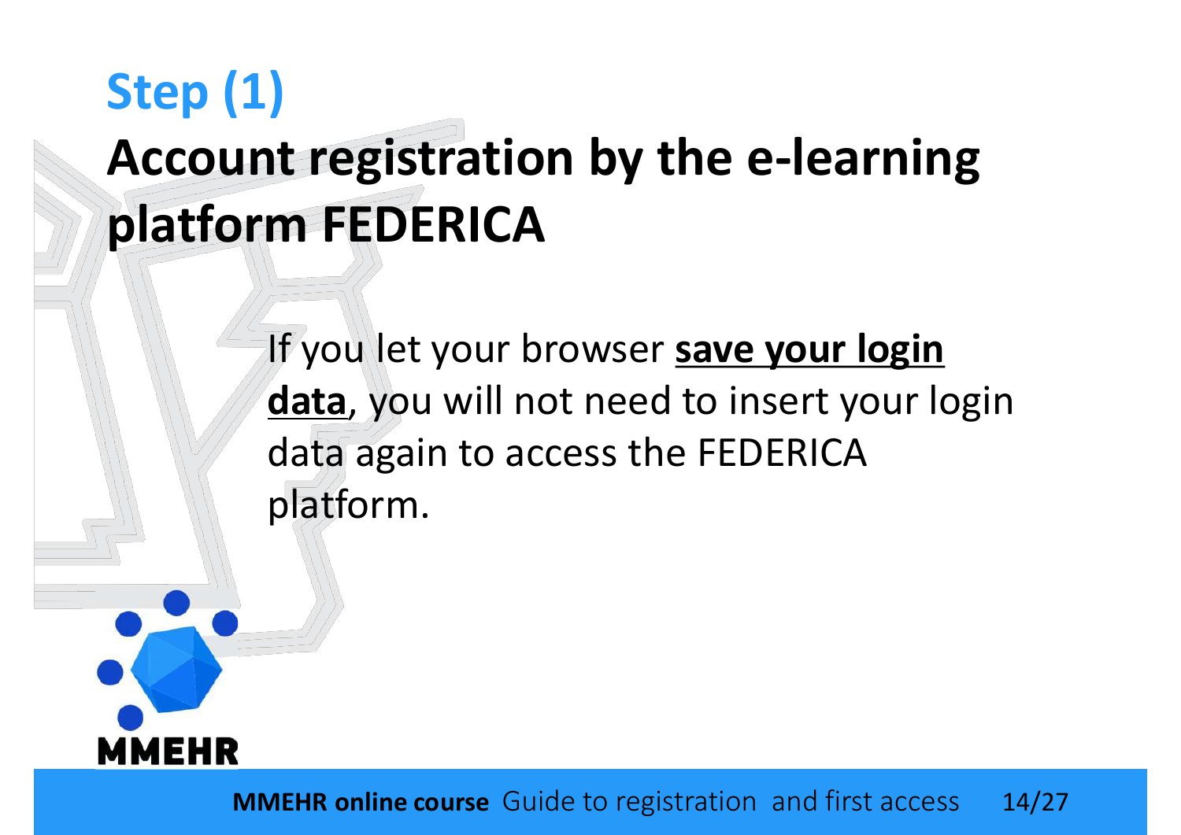## Step (1)

# Account registration by the e-learning platform FEDERICA

If you let your browser **save your login data**, you will not need to insert your login data again to access the FEDERICA platform.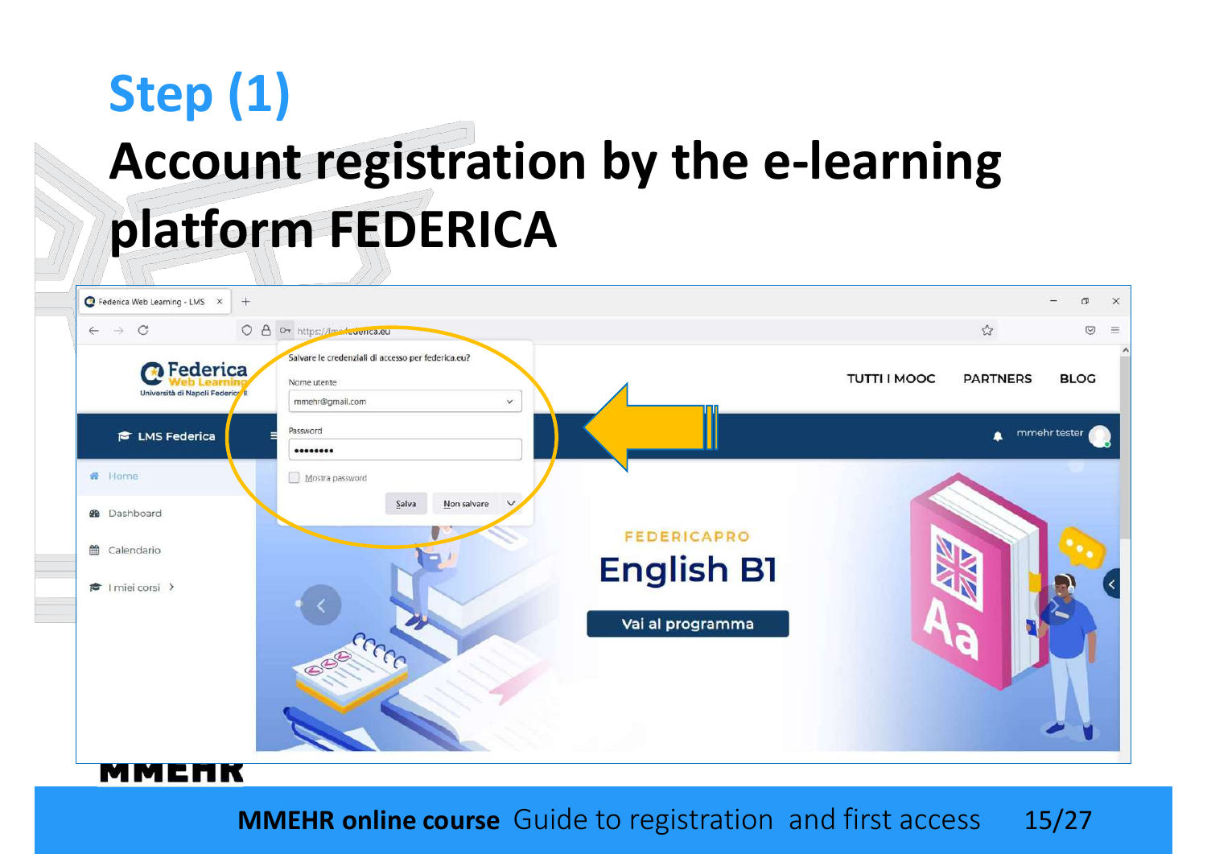# Step (1)

## Account registration by the e-learning platform FEDERICA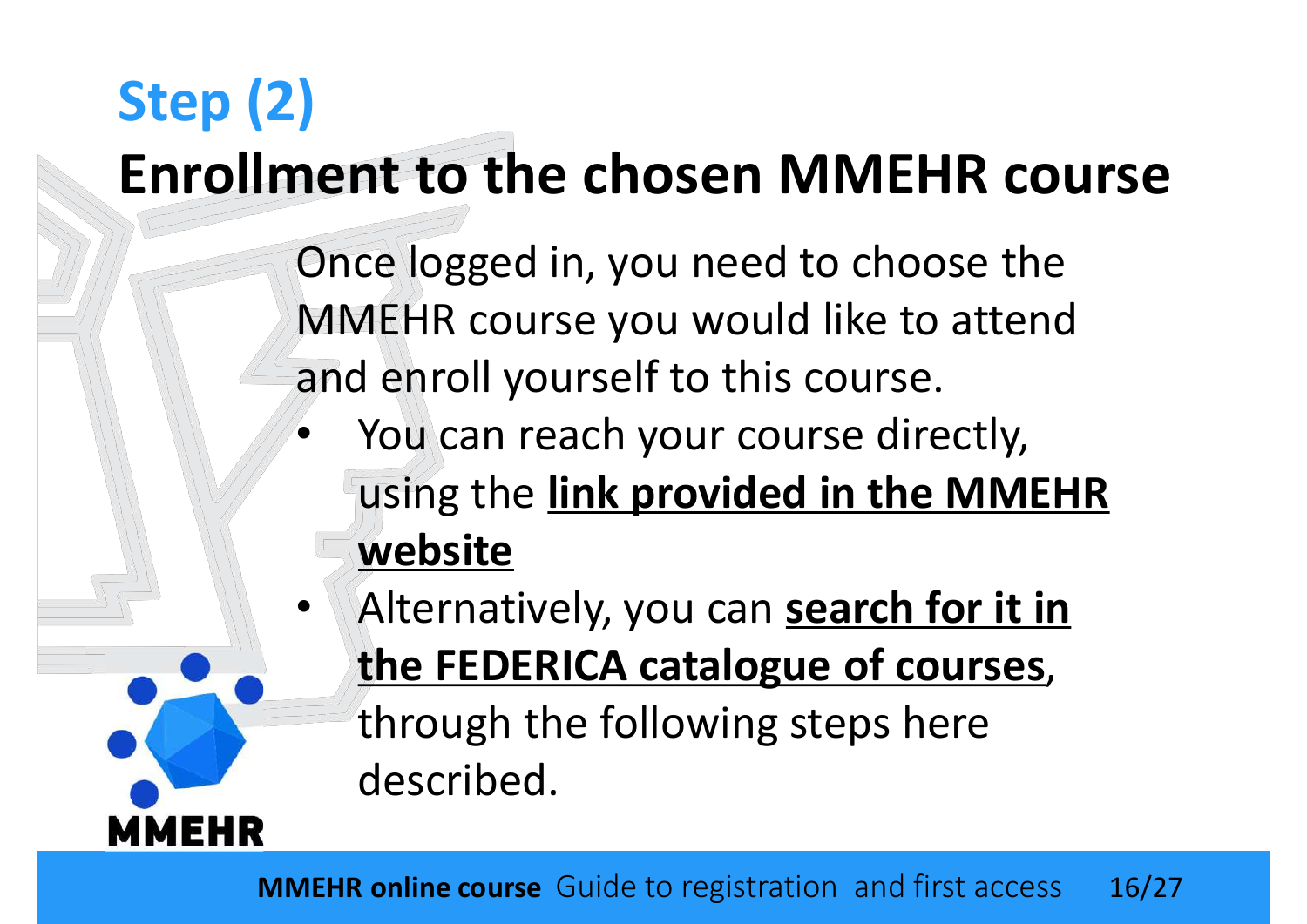## Step (2)

# Enrollment to the chosen MMEHR course

Once logged in, you need to choose the MMEHR course you would like to attend and enroll yourself to this course.

- You can reach your course directly, using the **link provided in the MMEHR website**
- Alternatively, you can **search for it in the FEDERICA catalogue of courses**, through the following steps here described.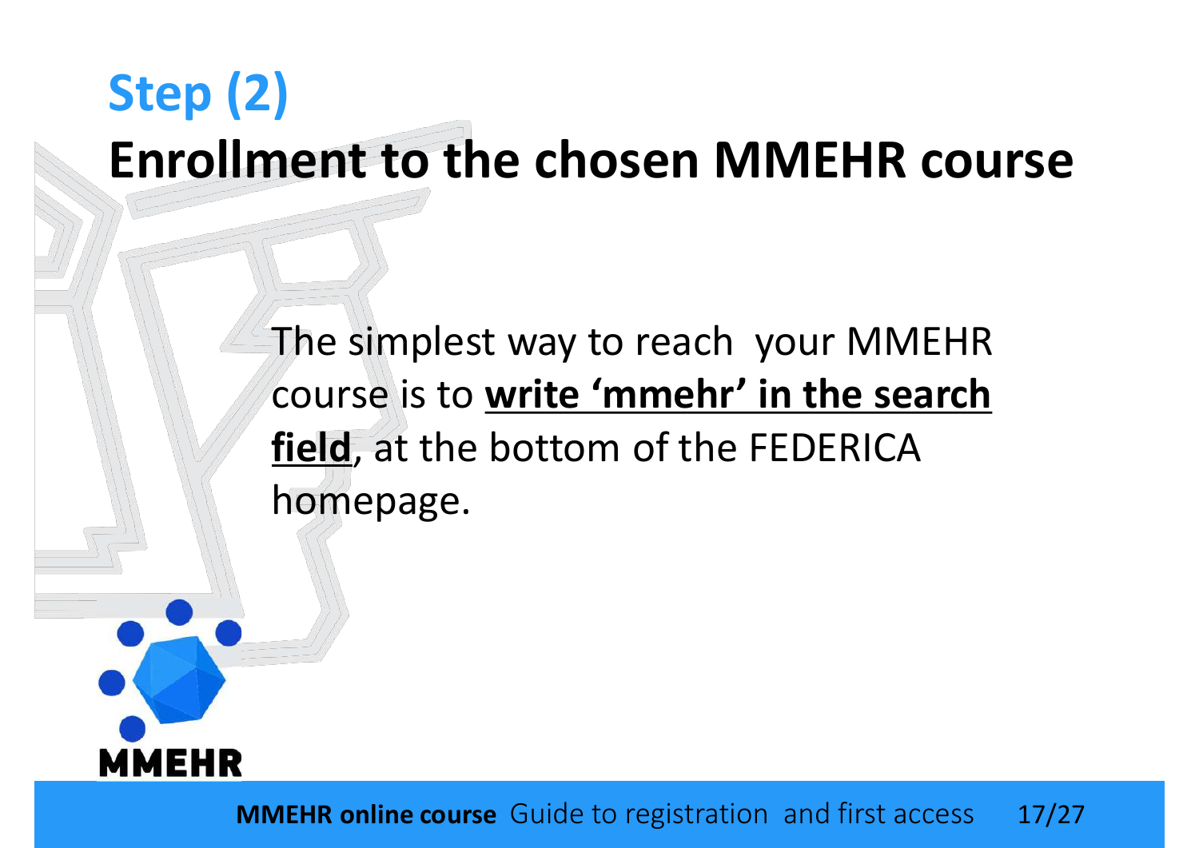# Step (2)

## Enrollment to the chosen MMEHR course

The simplest way to reach your MMEHR course is to **write 'mmehr' in the search field**, at the bottom of the FEDERICA homepage.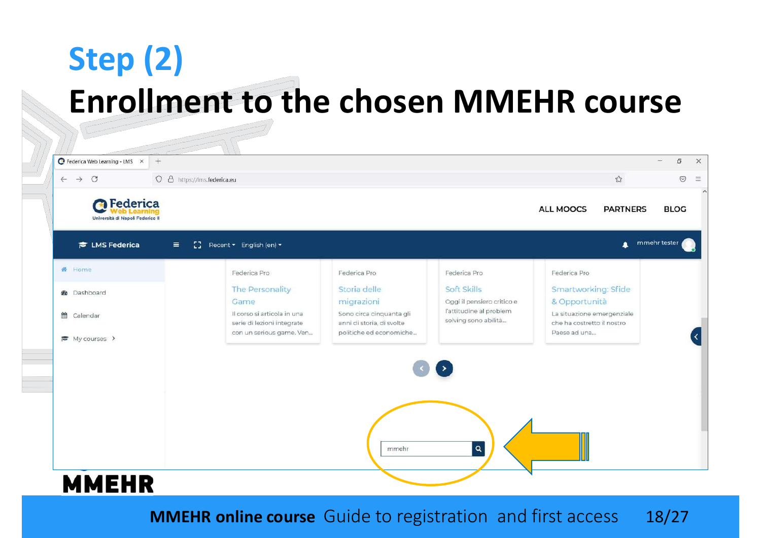# Step (2)

## Enrollment to the chosen MMEHR course

Federica Web Learning - LMS

https://lms.federica.eu

Federica Web Learning
Università di Napoli Federico II

ALL MOOCS PARTNERS BLOG

LMS Federica Recent English (en) mmehr tester

- Home
- Dashboard
- Calendar
- My courses

Federica Pro
The Personality Game
Il corso si articola in una serie di lezioni integrate con un serious game. Ven...

Federica Pro
Storia delle migrazioni
Sono circa cinquanta gli anni di storia, di svolte politiche ed economiche...

Federica Pro
Soft Skills
Oggi il pensiero critico e l'attitudine al problem solving sono abilità...

Federica Pro
Smartworking: Sfide & Opportunità
La situazione emergenziale che ha costretto il nostro Paese ad una...

mmehr

MMEHR

**MMEHR online course** Guide to registration and first access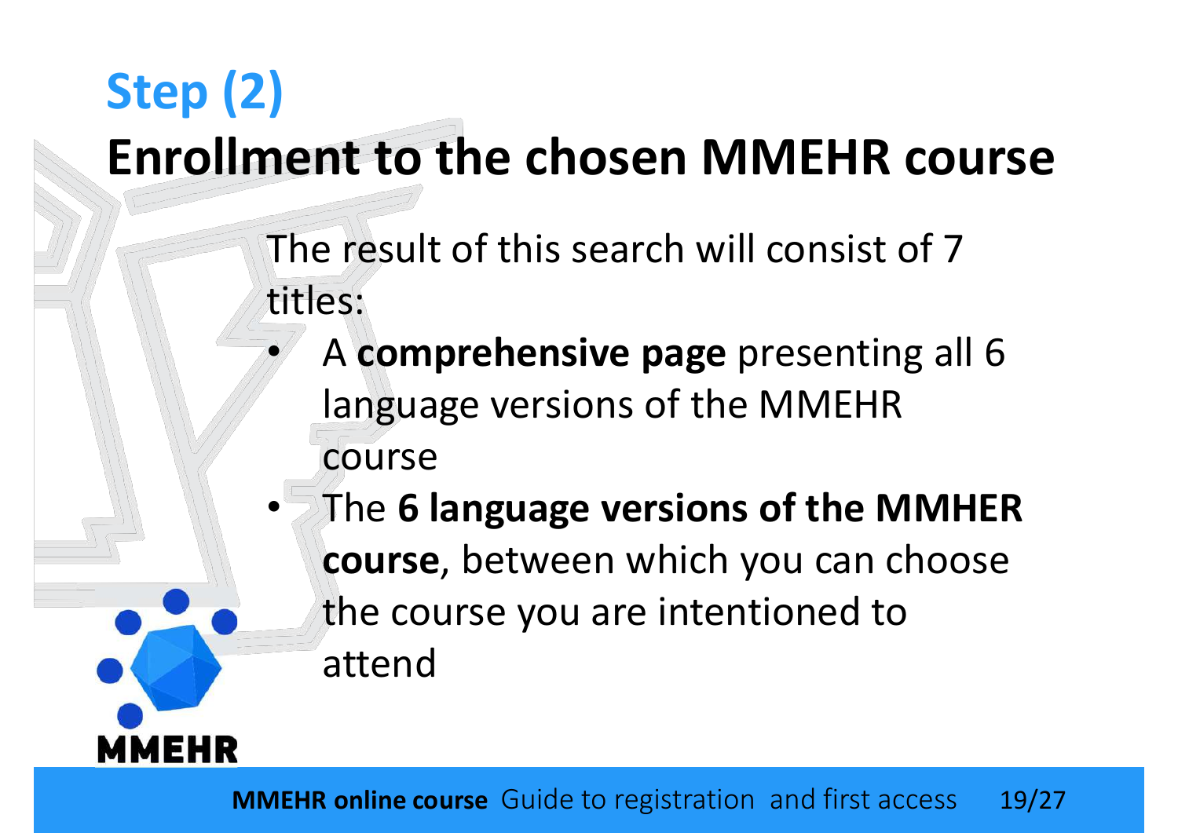# Step (2)

## Enrollment to the chosen MMEHR course

The result of this search will consist of 7 titles:

- A **comprehensive page** presenting all 6 language versions of the MMEHR course
- The **6 language versions of the MMHER course**, between which you can choose the course you are intentioned to attend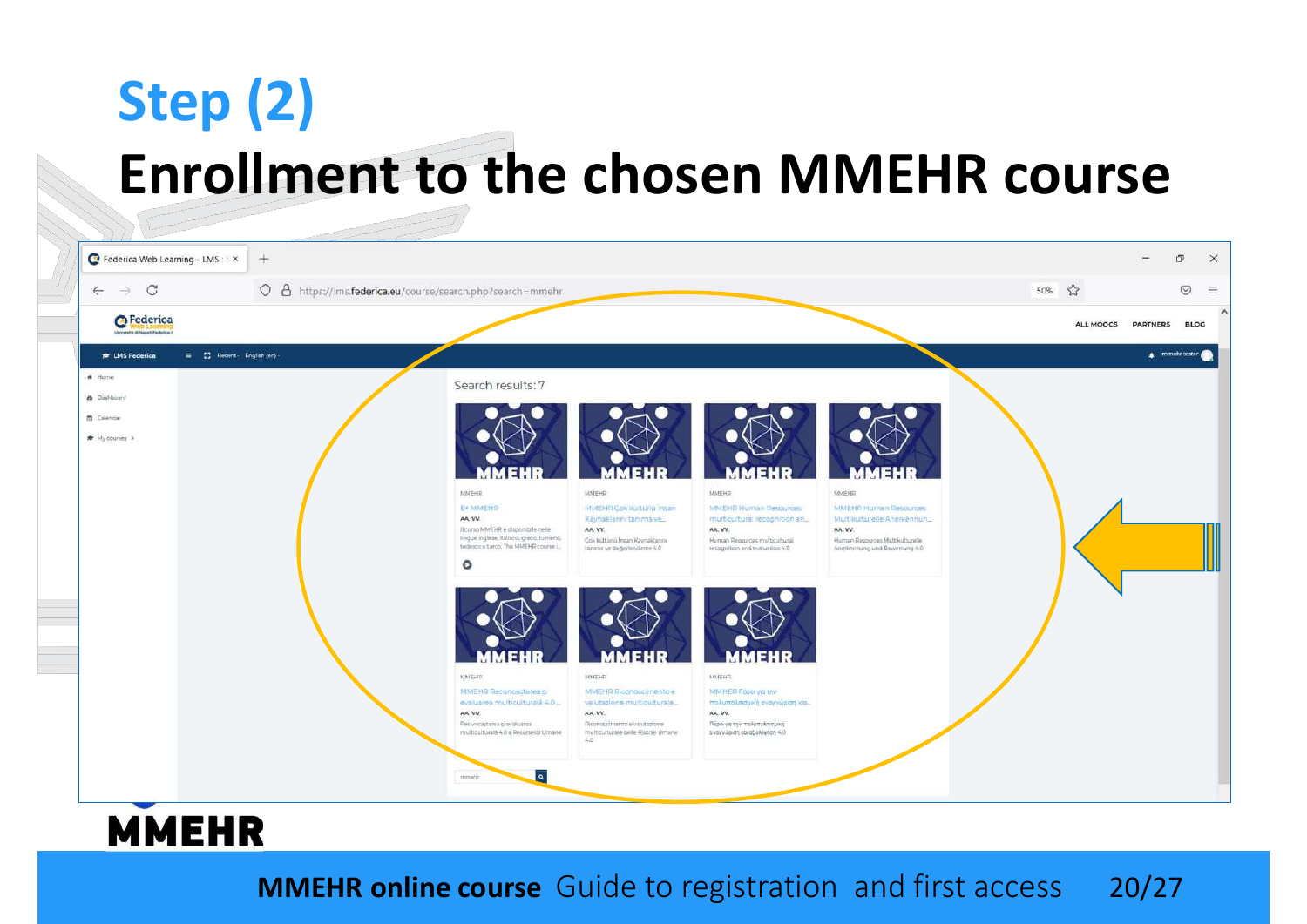# Step (2)

## Enrollment to the chosen MMEHR course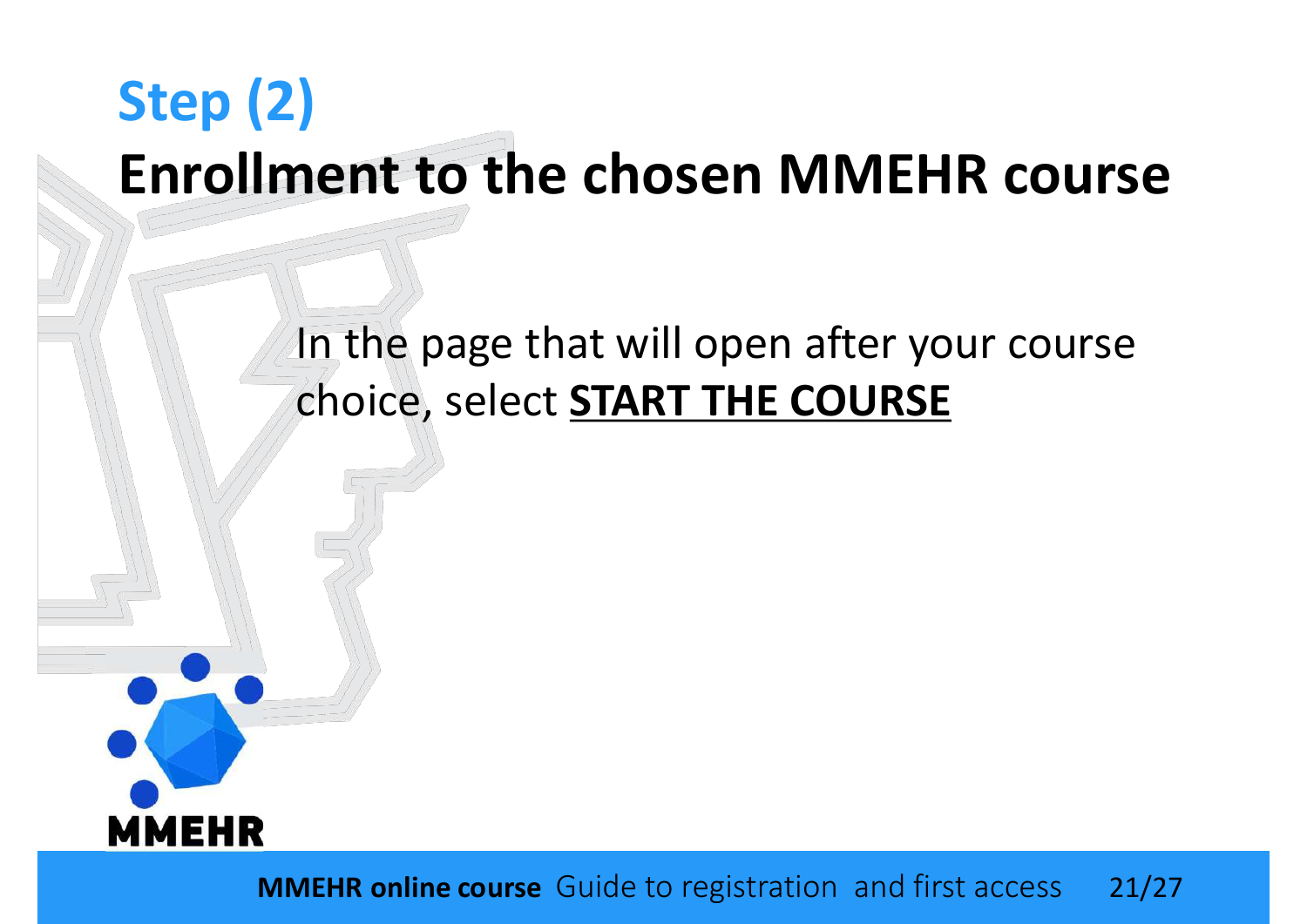# Step (2)

## Enrollment to the chosen MMEHR course

In the page that will open after your course choice, select **START THE COURSE**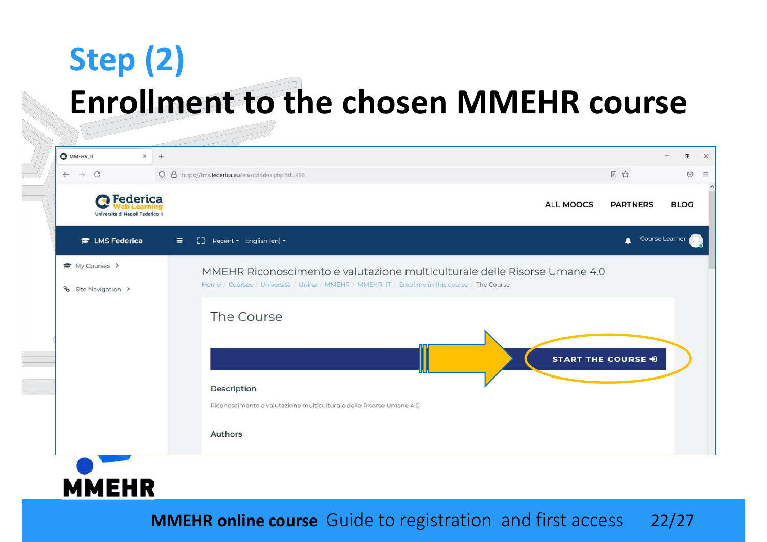# Step (2)

## Enrollment to the chosen MMEHR course

MMEHR_IT

https://lms.federica.eu/enrol/index.php?id=498

Federica Web Learning
Università di Napoli Federico II

ALL MOOCS PARTNERS BLOG

LMS Federica Recent English (en) Course Learner

My Courses

Site Navigation

MMEHR Riconoscimento e valutazione multiculturale delle Risorse Umane 4.0

Home / Courses / Università / Unina / MMEHR / MMEHR_IT / Enrol me in this course / The Course

The Course

START THE COURSE

Description

Riconoscimento e valutazione multiculturale delle Risorse Umane 4.0

Authors

MMEHR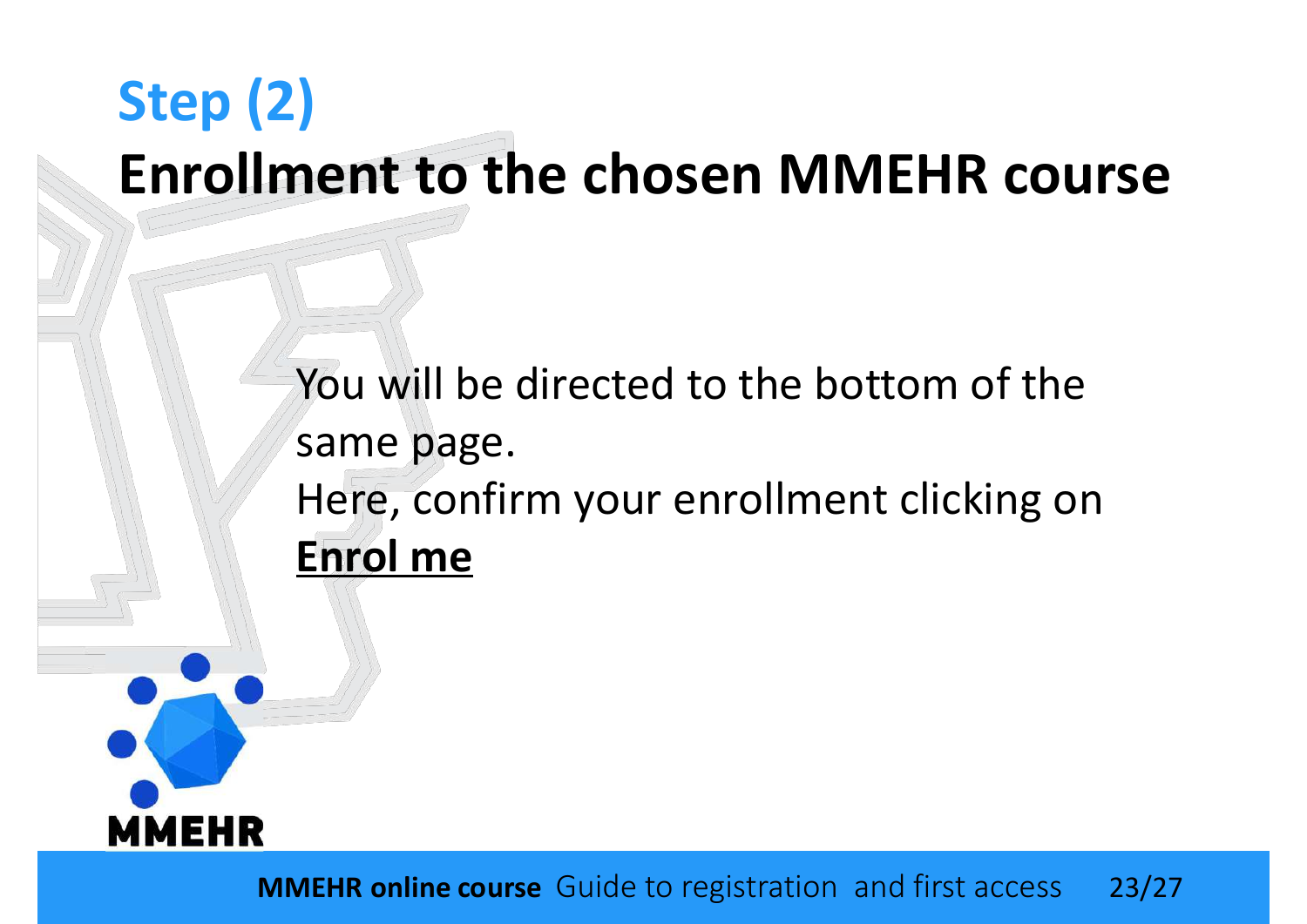## Step (2)

# Enrollment to the chosen MMEHR course

You will be directed to the bottom of the same page.
Here, confirm your enrollment clicking on **Enrol me**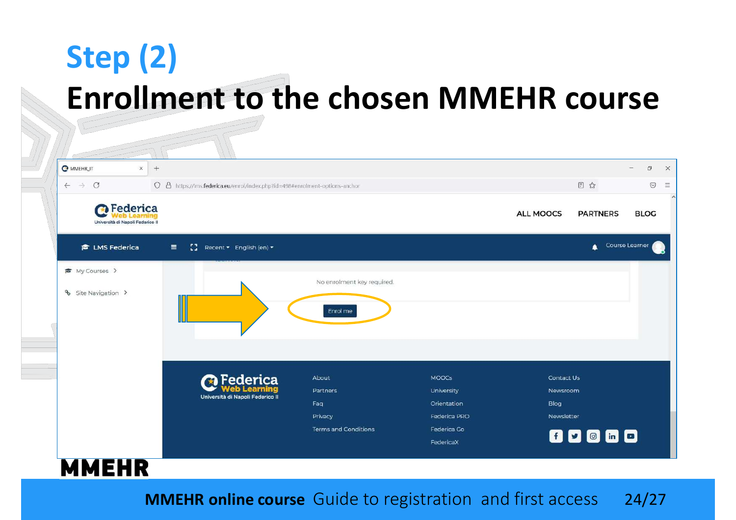# Step (2)

## Enrollment to the chosen MMEHR course

No enrolment key required.

Enrol me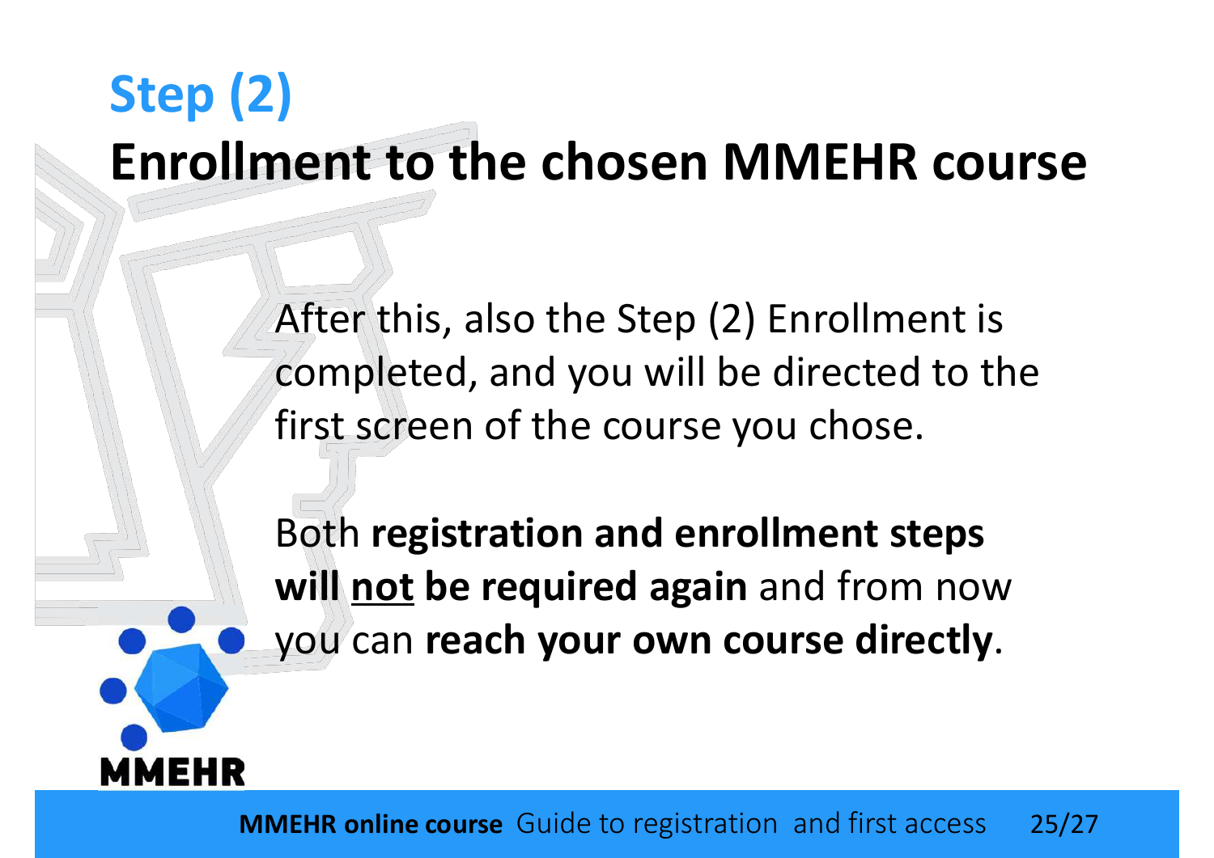# Step (2)

## Enrollment to the chosen MMEHR course

After this, also the Step (2) Enrollment is completed, and you will be directed to the first screen of the course you chose.

Both **registration and enrollment steps will not be required again** and from now you can **reach your own course directly**.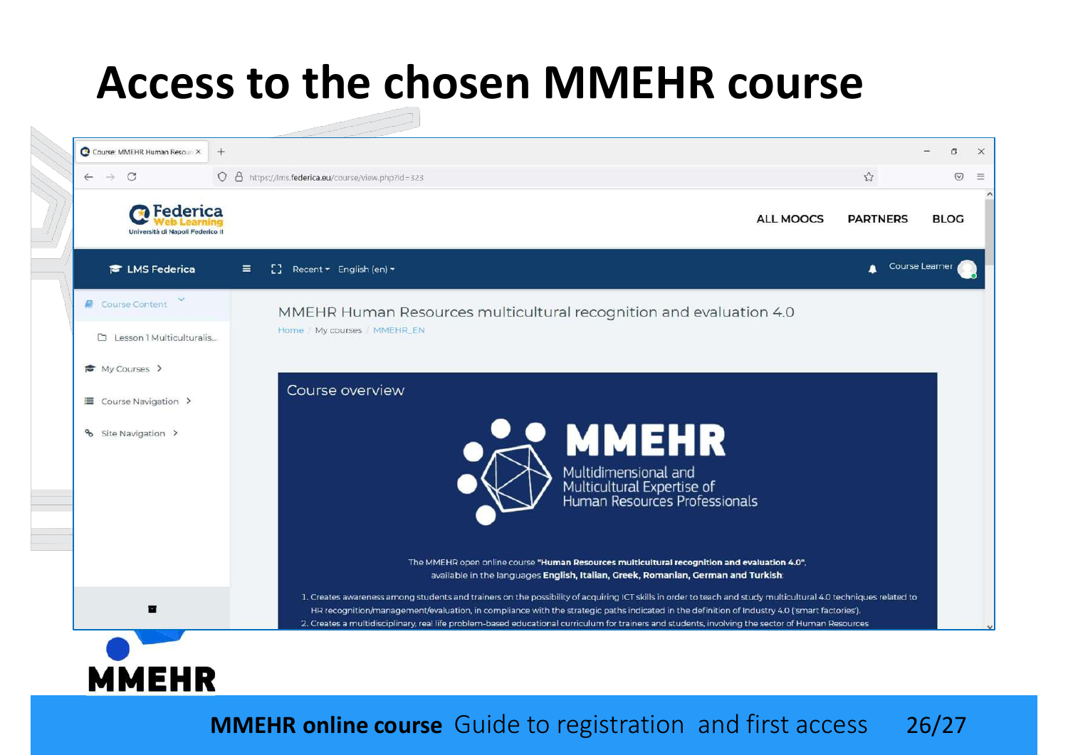# Access to the chosen MMEHR course

Course: MMEHR Human Resou...

https://lms.federica.eu/course/view.php?id=323

Federica Web Learning
Università di Napoli Federico II

ALL MOOCS PARTNERS BLOG

LMS Federica Recent English (en) Course Learner

- Course Content
- Lesson 1 Multiculturalis...
- My Courses
- Course Navigation
- Site Navigation

MMEHR Human Resources multicultural recognition and evaluation 4.0

Home / My courses / MMEHR_EN

Course overview

MMEHR
Multidimensional and Multicultural Expertise of Human Resources Professionals

The MMEHR open online course **"Human Resources multicultural recognition and evaluation 4.0"**, available in the languages **English, Italian, Greek, Romanian, German and Turkish**:

1. Creates awareness among students and trainers on the possibility of acquiring ICT skills in order to teach and study multicultural 4.0 techniques related to HR recognition/management/evaluation, in compliance with the strategic paths indicated in the definition of Industry 4.0 ('smart factories').
2. Creates a multidisciplinary, real life problem-based educational curriculum for trainers and students, involving the sector of Human Resources

MMEHR

**MMEHR online course** Guide to registration and first access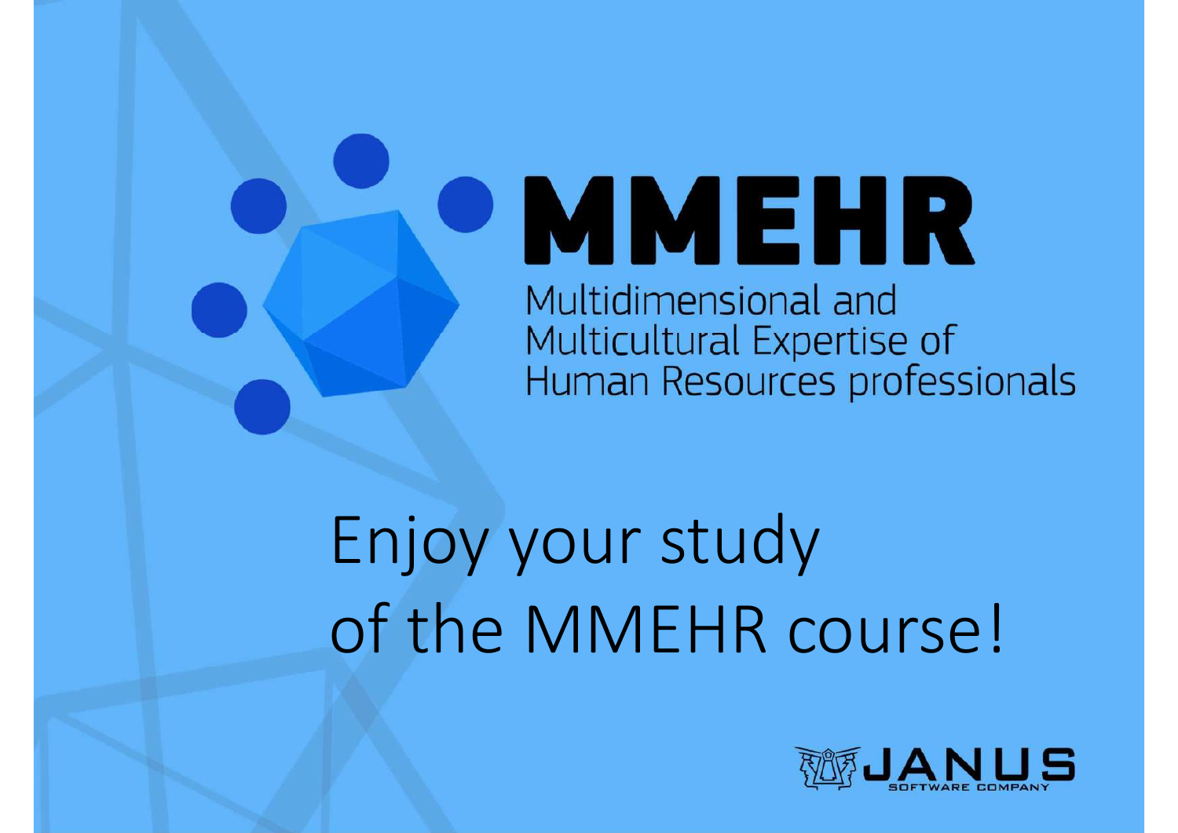# MMEHR

Multidimensional and Multicultural Expertise of Human Resources professionals

Enjoy your study of the MMEHR course!

JANUS SOFTWARE COMPANY